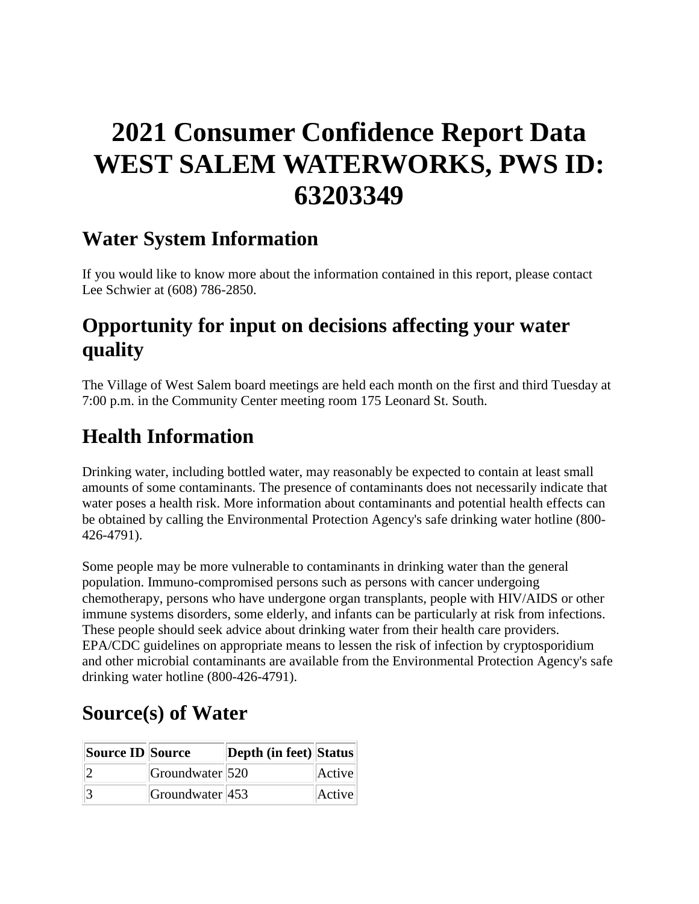# 2021 Consumer Confidence Report Data WEST SALEM WATERWORKS, PWS ID: 63203349

## Water System Information

If you would like to know more about the information contained in this report, please contact Lee Schwier at (608) 786-2850.

## Opportunity for input on decisions affecting your water quality

The Village of West Salem board meetings are held each month on the first and third Tuesday at 7:00 p.m. in the Community Center meeting room 175 Leonard St. South.

## Health Information

Drinking water, including bottled water, may reasonably be expected to contain at least small amounts of some contaminants. The presence of contaminants does not necessarily indicate that water poses a health risk. More information about contaminants and potential health effects can be obtained by calling the Environmental Protection Agency's safe drinking water hotline (800-426-4791).

Some people may be more vulnerable to contaminants in drinking water than the general population. Immuno-compromised persons such as persons with cancer undergoing chemotherapy, persons who have undergone organ transplants, people with HIV/AIDS or other immune systems disorders, some elderly, and infants can be particularly at risk from infections. These people shoulde seek advice about drinking water from their health care providers. EPA/CDC guidelines on appropriate means to lessen the risk of infection by cryptosporidium and other microbial contaminants are available from the Environmental Protection Agency's safe drinking water hotline (800-426-4791).

## Source(s) of Water

| Source ID | Source | Depth (in feet) | Status |
| --- | --- | --- | --- |
| 2 | Groundwater | 520 | Active |
| 3 | Groundwater | 453 | Active |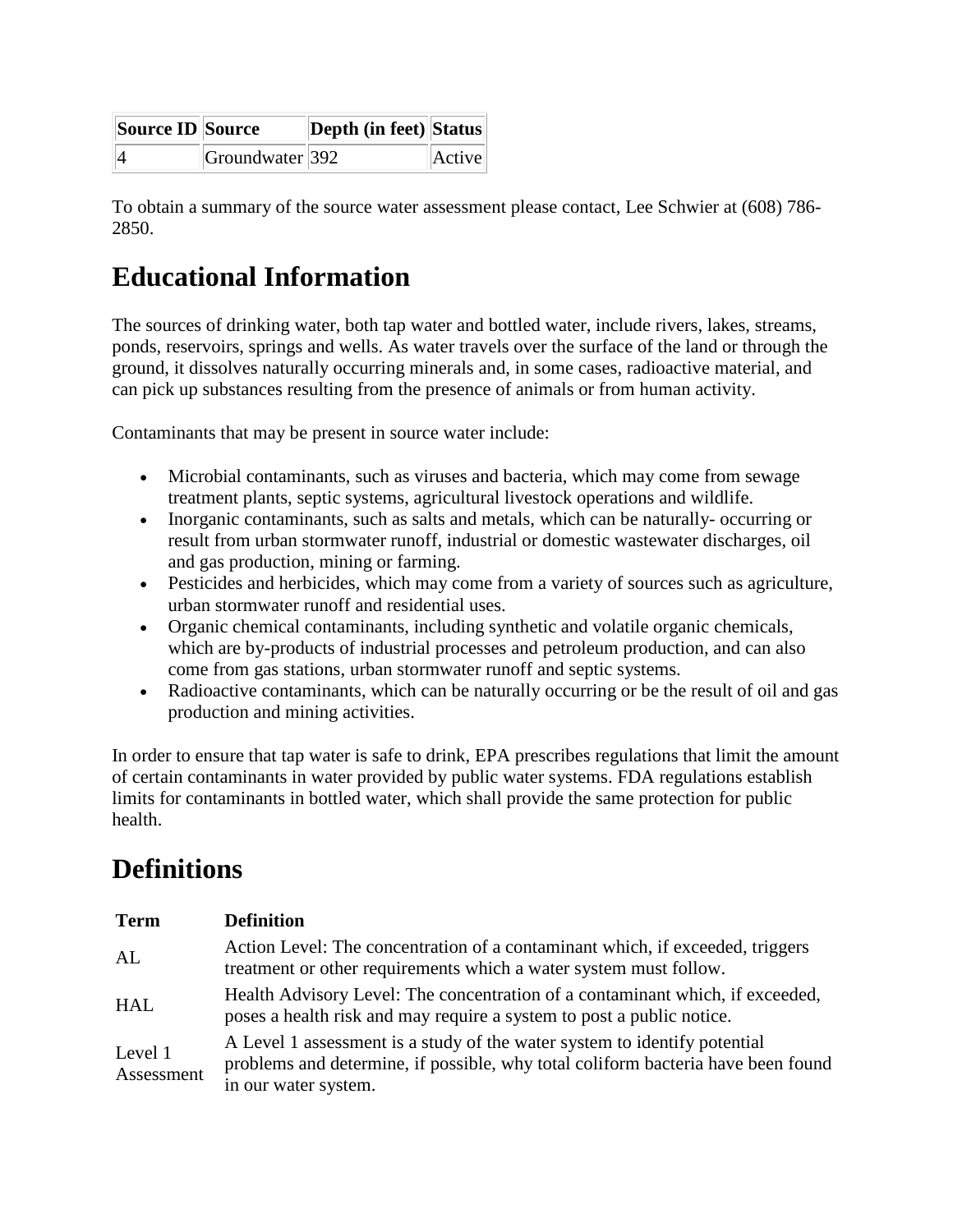| Source ID | Source | Depth (in feet) | Status |
| --- | --- | --- | --- |
| 4 | Groundwater | 392 | Active |

To obtain a summary of the source water assessment please contact, Lee Schwier at (608) 786-2850.

# Educational Information

The sources of drinking water, both tap water and bottled water, include rivers, lakes, streams, ponds, reservoirs, springs and wells. As water travels over the surface of the land or through the ground, it dissolves naturally occurring minerals and, in some cases, radioactive material, and can pick up substances resulting from the presence of animals or from human activity.

Contaminants that may be present in source water include:

- Microbial contaminants, such as viruses and bacteria, which may come from sewage treatment plants, septic systems, agricultural livestock operations and wildlife.
- Inorganic contaminants, such as salts and metals, which can be naturally- occurring or result from urban stormwater runoff, industrial or domestic wastewater discharges, oil and gas production, mining or farming.
- Pesticides and herbicides, which may come from a variety of sources such as agriculture, urban stormwater runoff and residential uses.
- Organic chemical contaminants, including synthetic and volatile organic chemicals, which are by-products of industrial processes and petroleum production, and can also come from gas stations, urban stormwater runoff and septic systems.
- Radioactive contaminants, which can be naturally occurring or be the result of oil and gas production and mining activities.

In order to ensure that tap water is safe to drink, EPA prescribes regulations that limit the amount of certain contaminants in water provided by public water systems. FDA regulations establish limits for contaminants in bottled water, which shall provide the same protection for public health.

# Definitions

| Term | Definition |
| --- | --- |
| AL | Action Level: The concentration of a contaminant which, if exceeded, triggers treatment or other requirements which a water system must follow. |
| HAL | Health Advisory Level: The concentration of a contaminant which, if exceeded, poses a health risk and may require a system to post a public notice. |
| Level 1 Assessment | A Level 1 assessment is a study of the water system to identify potential problems and determine, if possible, why total coliform bacteria have been found in our water system. |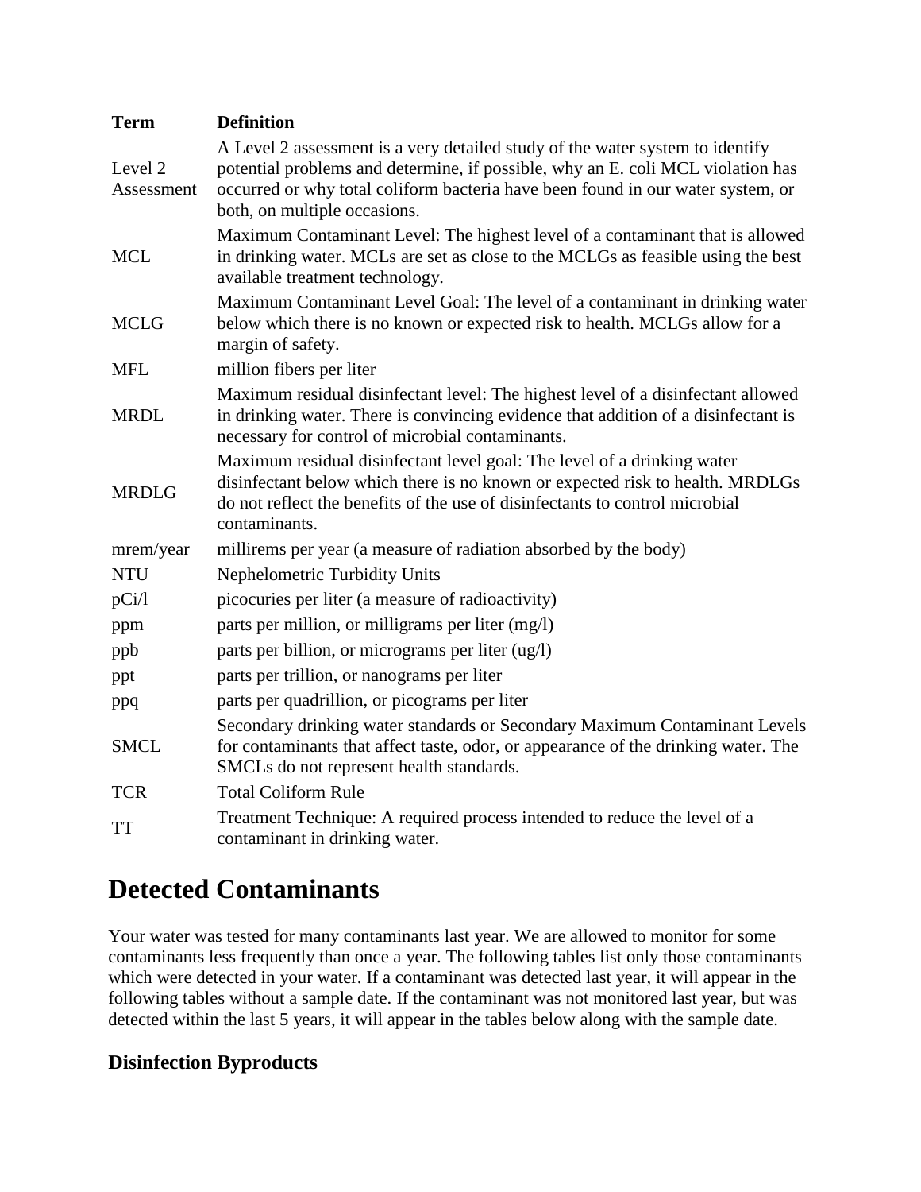| Term | Definition |
|---|---|
| Level 2 Assessment | A Level 2 assessment is a very detailed study of the water system to identify potential problems and determine, if possible, why an E. coli MCL violation has occurred or why total coliform bacteria have been found in our water system, or both, on multiple occasions. |
| MCL | Maximum Contaminant Level: The highest level of a contaminant that is allowed in drinking water. MCLs are set as close to the MCLGs as feasible using the best available treatment technology. |
| MCLG | Maximum Contaminant Level Goal: The level of a contaminant in drinking water below which there is no known or expected risk to health. MCLGs allow for a margin of safety. |
| MFL | million fibers per liter |
| MRDL | Maximum residual disinfectant level: The highest level of a disinfectant allowed in drinking water. There is convincing evidence that addition of a disinfectant is necessary for control of microbial contaminants. |
| MRDLG | Maximum residual disinfectant level goal: The level of a drinking water disinfectant below which there is no known or expected risk to health. MRDLGs do not reflect the benefits of the use of disinfectants to control microbial contaminants. |
| mrem/year | millirems per year (a measure of radiation absorbed by the body) |
| NTU | Nephelometric Turbidity Units |
| pCi/l | picocuries per liter (a measure of radioactivity) |
| ppm | parts per million, or milligrams per liter (mg/l) |
| ppb | parts per billion, or micrograms per liter (ug/l) |
| ppt | parts per trillion, or nanograms per liter |
| ppq | parts per quadrillion, or picograms per liter |
| SMCL | Secondary drinking water standards or Secondary Maximum Contaminant Levels for contaminants that affect taste, odor, or appearance of the drinking water. The SMCLs do not represent health standards. |
| TCR | Total Coliform Rule |
| TT | Treatment Technique: A required process intended to reduce the level of a contaminant in drinking water. |

# Detected Contaminants

Your water was tested for many contaminants last year. We are allowed to monitor for some contaminants less frequently than once a year. The following tables list only those contaminants which were detected in your water. If a contaminant was detected last year, it will appear in the following tables without a sample date. If the contaminant was not monitored last year, but was detected within the last 5 years, it will appear in the tables below along with the sample date.

## Disinfection Byproducts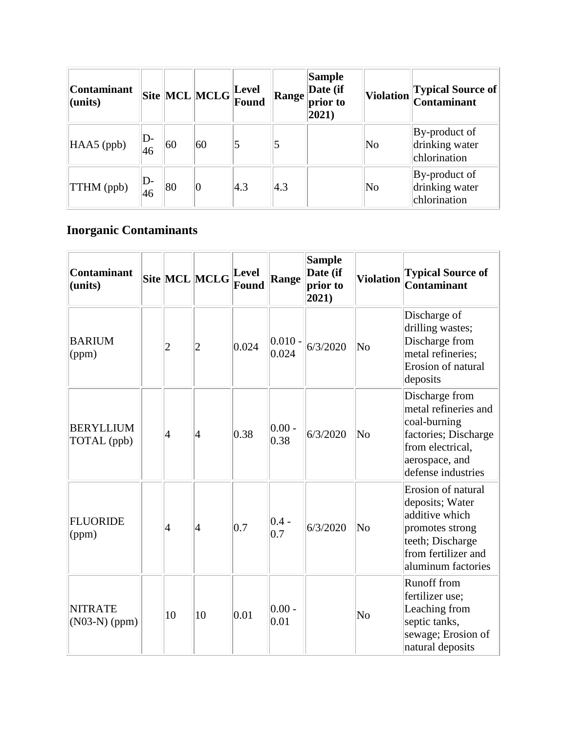| Contaminant (units) | Site | MCL | MCLG | Level Found | Range | Sample Date (if prior to 2021) | Violation | Typical Source of Contaminant |
|---|---|---|---|---|---|---|---|---|
| HAA5 (ppb) | D-46 | 60 | 60 | 5 | 5 | | No | By-product of drinking water chlorination |
| TTHM (ppb) | D-46 | 80 | 0 | 4.3 | 4.3 | | No | By-product of drinking water chlorination |

## Inorganic Contaminants

| Contaminant (units) | Site | MCL | MCLG | Level Found | Range | Sample Date (if prior to 2021) | Violation | Typical Source of Contaminant |
|---|---|---|---|---|---|---|---|---|
| BARIUM (ppm) | | 2 | 2 | 0.024 | 0.010 - 0.024 | 6/3/2020 | No | Discharge of drilling wastes; Discharge from metal refineries; Erosion of natural deposits |
| BERYLLIUM TOTAL (ppb) | | 4 | 4 | 0.38 | 0.00 - 0.38 | 6/3/2020 | No | Discharge from metal refineries and coal-burning factories; Discharge from electrical, aerospace, and defense industries |
| FLUORIDE (ppm) | | 4 | 4 | 0.7 | 0.4 - 0.7 | 6/3/2020 | No | Erosion of natural deposits; Water additive which promotes strong teeth; Discharge from fertilizer and aluminum factories |
| NITRATE (N03-N) (ppm) | | 10 | 10 | 0.01 | 0.00 - 0.01 | | No | Runoff from fertilizer use; Leaching from septic tanks, sewage; Erosion of natural deposits |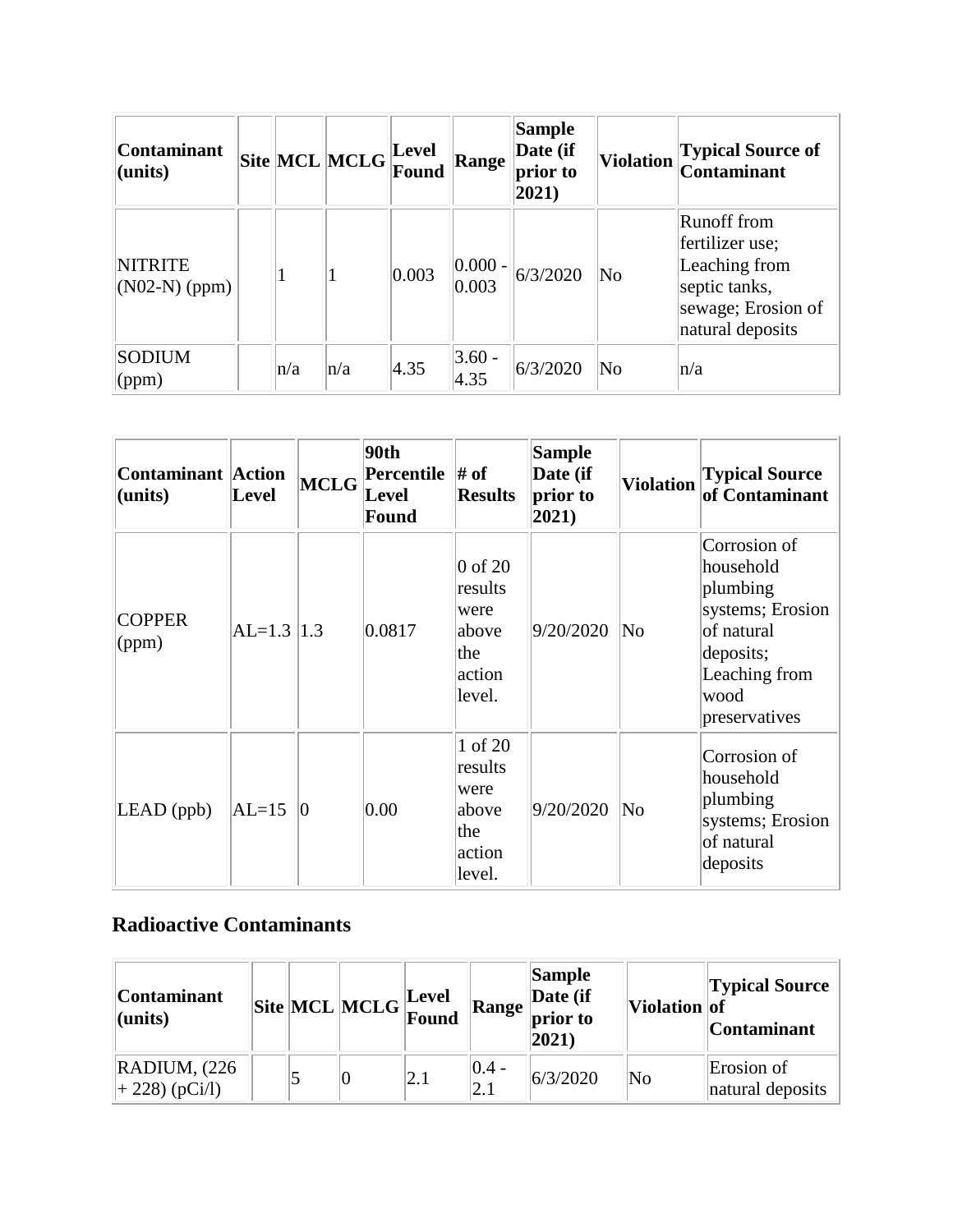| Contaminant (units) | Site | MCL | MCLG | Level Found | Range | Sample Date (if prior to 2021) | Violation | Typical Source of Contaminant |
|---|---|---|---|---|---|---|---|---|
| NITRITE (N02-N) (ppm) | | 1 | 1 | 0.003 | 0.000 - 0.003 | 6/3/2020 | No | Runoff from fertilizer use; Leaching from septic tanks, sewage; Erosion of natural deposits |
| SODIUM (ppm) | | n/a | n/a | 4.35 | 3.60 - 4.35 | 6/3/2020 | No | n/a |

| Contaminant (units) | Action Level | MCLG | 90th Percentile Level Found | # of Results | Sample Date (if prior to 2021) | Violation | Typical Source of Contaminant |
|---|---|---|---|---|---|---|---|
| COPPER (ppm) | AL=1.3 | 1.3 | 0.0817 | 0 of 20 results were above the action level. | 9/20/2020 | No | Corrosion of household plumbing systems; Erosion of natural deposits; Leaching from wood preservatives |
| LEAD (ppb) | AL=15 | 0 | 0.00 | 1 of 20 results were above the action level. | 9/20/2020 | No | Corrosion of household plumbing systems; Erosion of natural deposits |

## Radioactive Contaminants

| Contaminant (units) | Site | MCL | MCLG | Level Found | Range | Sample Date (if prior to 2021) | Violation | Typical Source of Contaminant |
|---|---|---|---|---|---|---|---|---|
| RADIUM, (226 + 228) (pCi/l) | | 5 | 0 | 2.1 | 0.4 - 2.1 | 6/3/2020 | No | Erosion of natural deposits |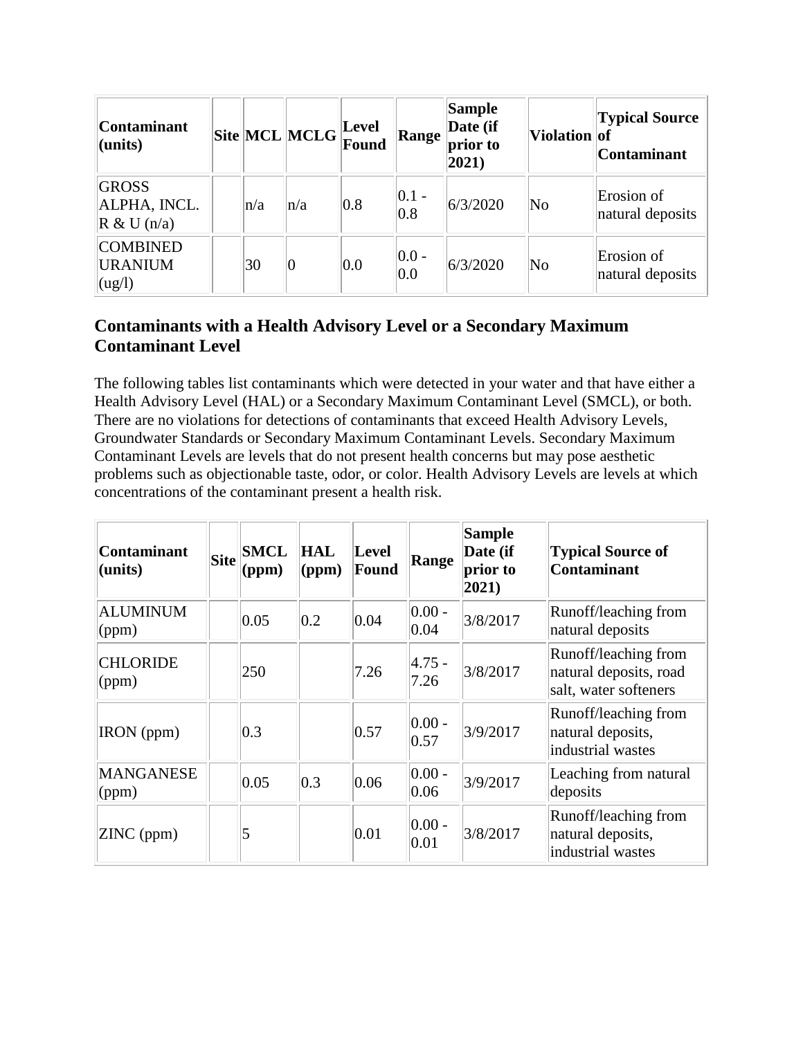| Contaminant (units) | Site | MCL | MCLG | Level Found | Range | Sample Date (if prior to 2021) | Violation | Typical Source of Contaminant |
|---|---|---|---|---|---|---|---|---|
| GROSS ALPHA, INCL. R & U (n/a) | | n/a | n/a | 0.8 | 0.1 - 0.8 | 6/3/2020 | No | Erosion of natural deposits |
| COMBINED URANIUM (ug/l) | | 30 | 0 | 0.0 | 0.0 - 0.0 | 6/3/2020 | No | Erosion of natural deposits |

### Contaminants with a Health Advisory Level or a Secondary Maximum Contaminant Level

The following tables list contaminants which were detected in your water and that have either a Health Advisory Level (HAL) or a Secondary Maximum Contaminant Level (SMCL), or both. There are no violations for detections of contaminants that exceed Health Advisory Levels, Groundwater Standards or Secondary Maximum Contaminant Levels. Secondary Maximum Contaminant Levels are levels that do not present health concerns but may pose aesthetic problems such as objectionable taste, odor, or color. Health Advisory Levels are levels at which concentrations of the contaminant present a health risk.

| Contaminant (units) | Site | SMCL (ppm) | HAL (ppm) | Level Found | Range | Sample Date (if prior to 2021) | Typical Source of Contaminant |
|---|---|---|---|---|---|---|---|
| ALUMINUM (ppm) | | 0.05 | 0.2 | 0.04 | 0.00 - 0.04 | 3/8/2017 | Runoff/leaching from natural deposits |
| CHLORIDE (ppm) | | 250 | | 7.26 | 4.75 - 7.26 | 3/8/2017 | Runoff/leaching from natural deposits, road salt, water softeners |
| IRON (ppm) | | 0.3 | | 0.57 | 0.00 - 0.57 | 3/9/2017 | Runoff/leaching from natural deposits, industrial wastes |
| MANGANESE (ppm) | | 0.05 | 0.3 | 0.06 | 0.00 - 0.06 | 3/9/2017 | Leaching from natural deposits |
| ZINC (ppm) | | 5 | | 0.01 | 0.00 - 0.01 | 3/8/2017 | Runoff/leaching from natural deposits, industrial wastes |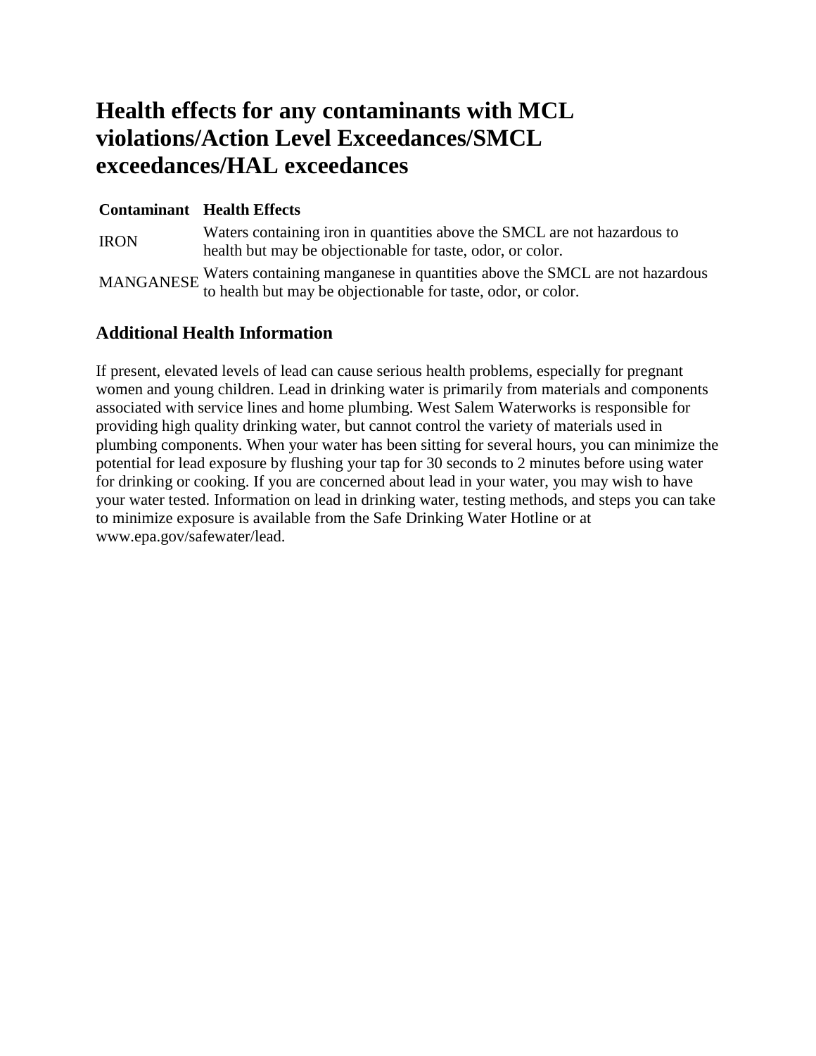# Health effects for any contaminants with MCL violations/Action Level Exceedances/SMCL exceedances/HAL exceedances

| Contaminant | Health Effects |
|---|---|
| IRON | Waters containing iron in quantities above the SMCL are not hazardous to health but may be objectionable for taste, odor, or color. |
| MANGANESE | Waters containing manganese in quantities above the SMCL are not hazardous to health but may be objectionable for taste, odor, or color. |

## Additional Health Information

If present, elevated levels of lead can cause serious health problems, especially for pregnant women and young children. Lead in drinking water is primarily from materials and components associated with service lines and home plumbing. West Salem Waterworks is responsible for providing high quality drinking water, but cannot control the variety of materials used in plumbing components. When your water has been sitting for several hours, you can minimize the potential for lead exposure by flushing your tap for 30 seconds to 2 minutes before using water for drinking or cooking. If you are concerned about lead in your water, you may wish to have your water tested. Information on lead in drinking water, testing methods, and steps you can take to minimize exposure is available from the Safe Drinking Water Hotline or at www.epa.gov/safewater/lead.